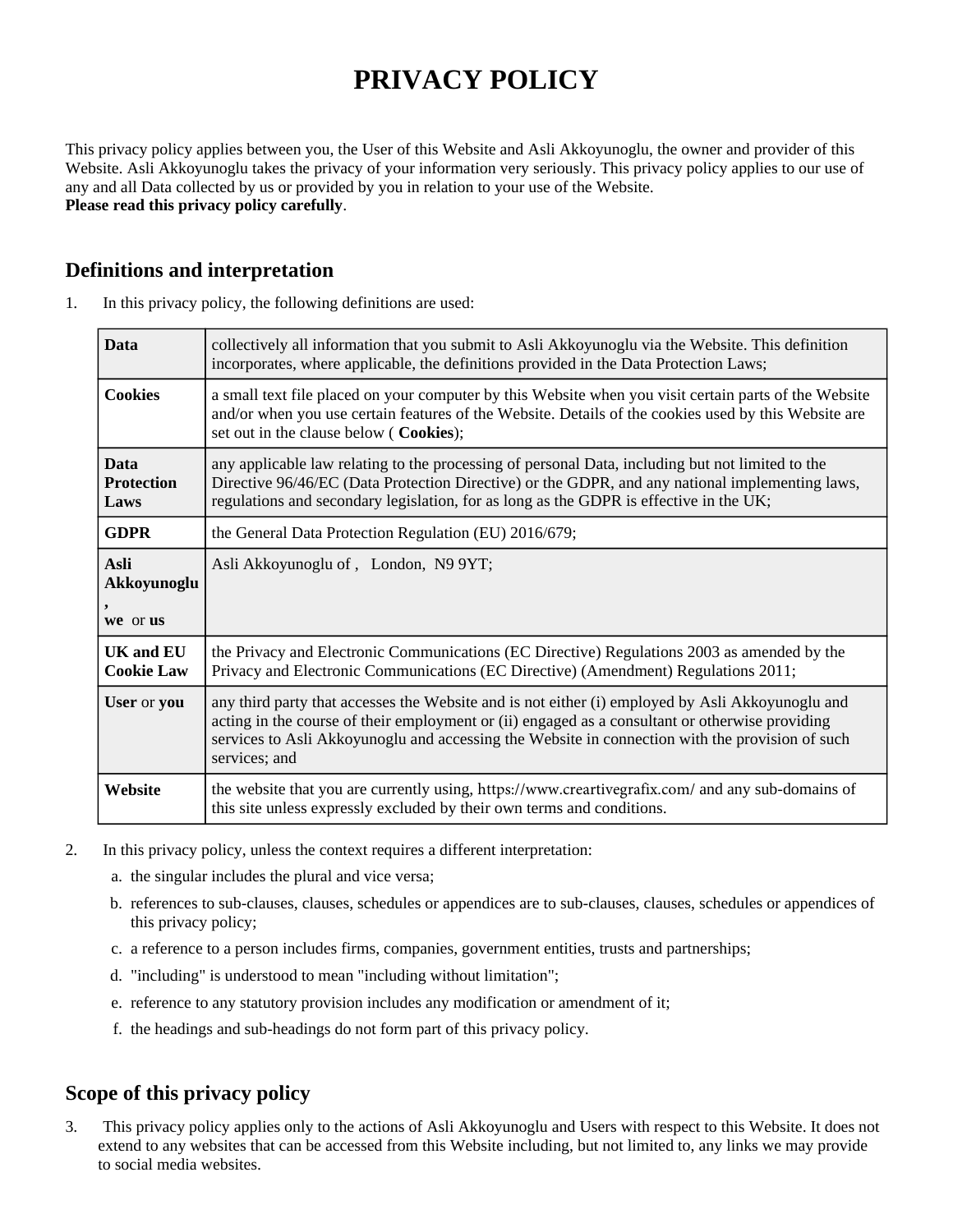# PRIVACY POLICY

This privacy policy applies between you, the User of this Website and Asli Akkoyunoglu, the owner and provider of this Website. Asli Akkoyunoglu takes the privacy of your information very seriously. This privacy policy applies to our use of any and all Data collected by us or provided by you in relation to your use of the Website.
**Please read this privacy policy carefully**.

## Definitions and interpretation

1. In this privacy policy, the following definitions are used:

| | |
|---|---|
| **Data** | collectively all information that you submit to Asli Akkoyunoglu via the Website. This definition incorporates, where applicable, the definitions provided in the Data Protection Laws; |
| **Cookies** | a small text file placed on your computer by this Website when you visit certain parts of the Website and/or when you use certain features of the Website. Details of the cookies used by this Website are set out in the clause below ( **Cookies**); |
| **Data Protection Laws** | any applicable law relating to the processing of personal Data, including but not limited to the Directive 96/46/EC (Data Protection Directive) or the GDPR, and any national implementing laws, regulations and secondary legislation, for as long as the GDPR is effective in the UK; |
| **GDPR** | the General Data Protection Regulation (EU) 2016/679; |
| **Asli Akkoyunoglu**, **we** or **us** | Asli Akkoyunoglu of , London, N9 9YT; |
| **UK and EU Cookie Law** | the Privacy and Electronic Communications (EC Directive) Regulations 2003 as amended by the Privacy and Electronic Communications (EC Directive) (Amendment) Regulations 2011; |
| **User** or **you** | any third party that accesses the Website and is not either (i) employed by Asli Akkoyunoglu and acting in the course of their employment or (ii) engaged as a consultant or otherwise providing services to Asli Akkoyunoglu and accessing the Website in connection with the provision of such services; and |
| **Website** | the website that you are currently using, https://www.creartivegrafix.com/ and any sub-domains of this site unless expressly excluded by their own terms and conditions. |

2. In this privacy policy, unless the context requires a different interpretation:
   a. the singular includes the plural and vice versa;
   b. references to sub-clauses, clauses, schedules or appendices are to sub-clauses, clauses, schedules or appendices of this privacy policy;
   c. a reference to a person includes firms, companies, government entities, trusts and partnerships;
   d. "including" is understood to mean "including without limitation";
   e. reference to any statutory provision includes any modification or amendment of it;
   f. the headings and sub-headings do not form part of this privacy policy.

## Scope of this privacy policy

3. This privacy policy applies only to the actions of Asli Akkoyunoglu and Users with respect to this Website. It does not extend to any websites that can be accessed from this Website including, but not limited to, any links we may provide to social media websites.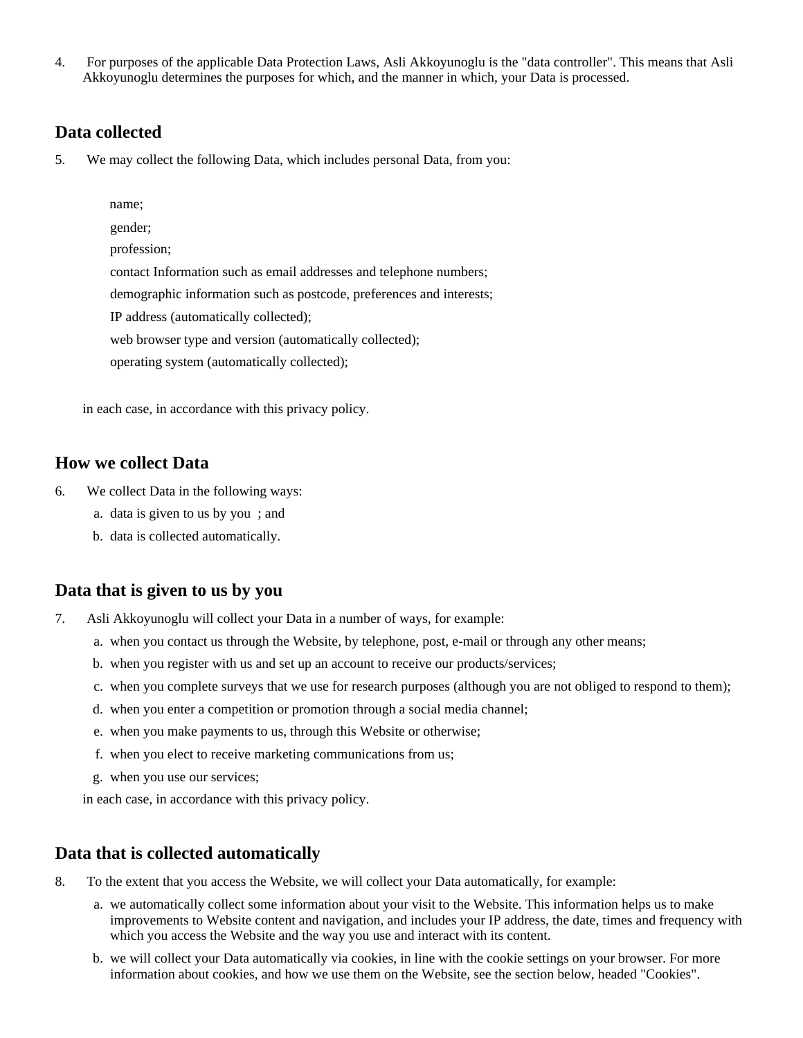4. For purposes of the applicable Data Protection Laws, Asli Akkoyunoglu is the "data controller". This means that Asli Akkoyunoglu determines the purposes for which, and the manner in which, your Data is processed.

## Data collected

5. We may collect the following Data, which includes personal Data, from you:

   name;
   gender;
   profession;
   contact Information such as email addresses and telephone numbers;
   demographic information such as postcode, preferences and interests;
   IP address (automatically collected);
   web browser type and version (automatically collected);
   operating system (automatically collected);

   in each case, in accordance with this privacy policy.

## How we collect Data

6. We collect Data in the following ways:
   a. data is given to us by you ; and
   b. data is collected automatically.

## Data that is given to us by you

7. Asli Akkoyunoglu will collect your Data in a number of ways, for example:
   a. when you contact us through the Website, by telephone, post, e-mail or through any other means;
   b. when you register with us and set up an account to receive our products/services;
   c. when you complete surveys that we use for research purposes (although you are not obliged to respond to them);
   d. when you enter a competition or promotion through a social media channel;
   e. when you make payments to us, through this Website or otherwise;
   f. when you elect to receive marketing communications from us;
   g. when you use our services;

   in each case, in accordance with this privacy policy.

## Data that is collected automatically

8. To the extent that you access the Website, we will collect your Data automatically, for example:
   a. we automatically collect some information about your visit to the Website. This information helps us to make improvements to Website content and navigation, and includes your IP address, the date, times and frequency with which you access the Website and the way you use and interact with its content.
   b. we will collect your Data automatically via cookies, in line with the cookie settings on your browser. For more information about cookies, and how we use them on the Website, see the section below, headed "Cookies".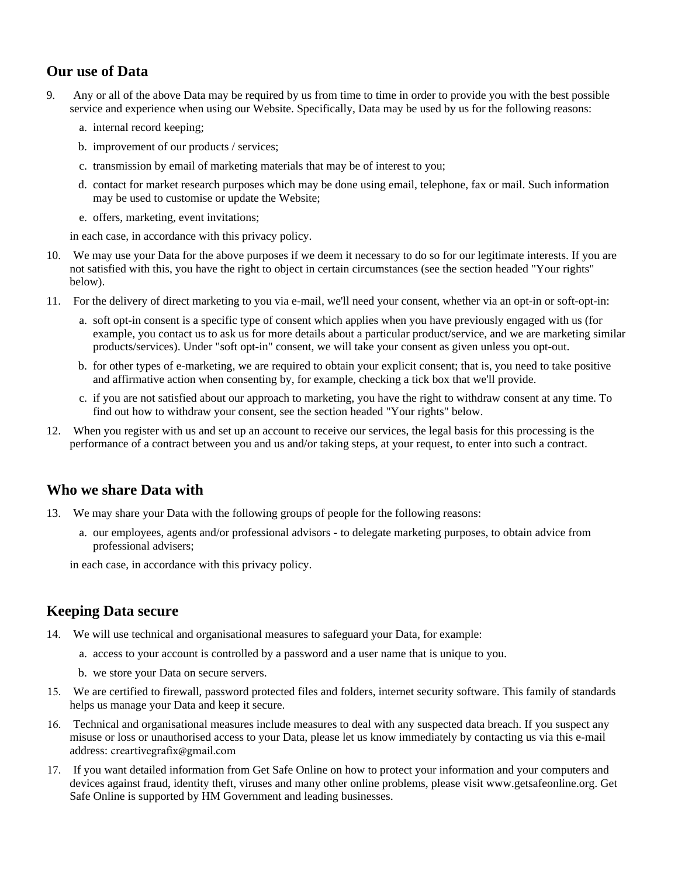## Our use of Data

9. Any or all of the above Data may be required by us from time to time in order to provide you with the best possible service and experience when using our Website. Specifically, Data may be used by us for the following reasons:

   a. internal record keeping;

   b. improvement of our products / services;

   c. transmission by email of marketing materials that may be of interest to you;

   d. contact for market research purposes which may be done using email, telephone, fax or mail. Such information may be used to customise or update the Website;

   e. offers, marketing, event invitations;

   in each case, in accordance with this privacy policy.

10. We may use your Data for the above purposes if we deem it necessary to do so for our legitimate interests. If you are not satisfied with this, you have the right to object in certain circumstances (see the section headed "Your rights" below).

11. For the delivery of direct marketing to you via e-mail, we'll need your consent, whether via an opt-in or soft-opt-in:

    a. soft opt-in consent is a specific type of consent which applies when you have previously engaged with us (for example, you contact us to ask us for more details about a particular product/service, and we are marketing similar products/services). Under "soft opt-in" consent, we will take your consent as given unless you opt-out.

    b. for other types of e-marketing, we are required to obtain your explicit consent; that is, you need to take positive and affirmative action when consenting by, for example, checking a tick box that we'll provide.

    c. if you are not satisfied about our approach to marketing, you have the right to withdraw consent at any time. To find out how to withdraw your consent, see the section headed "Your rights" below.

12. When you register with us and set up an account to receive our services, the legal basis for this processing is the performance of a contract between you and us and/or taking steps, at your request, to enter into such a contract.

## Who we share Data with

13. We may share your Data with the following groups of people for the following reasons:

    a. our employees, agents and/or professional advisors - to delegate marketing purposes, to obtain advice from professional advisers;

    in each case, in accordance with this privacy policy.

## Keeping Data secure

14. We will use technical and organisational measures to safeguard your Data, for example:

    a. access to your account is controlled by a password and a user name that is unique to you.

    b. we store your Data on secure servers.

15. We are certified to firewall, password protected files and folders, internet security software. This family of standards helps us manage your Data and keep it secure.

16. Technical and organisational measures include measures to deal with any suspected data breach. If you suspect any misuse or loss or unauthorised access to your Data, please let us know immediately by contacting us via this e-mail address: creartivegrafix@gmail.com

17. If you want detailed information from Get Safe Online on how to protect your information and your computers and devices against fraud, identity theft, viruses and many other online problems, please visit www.getsafeonline.org. Get Safe Online is supported by HM Government and leading businesses.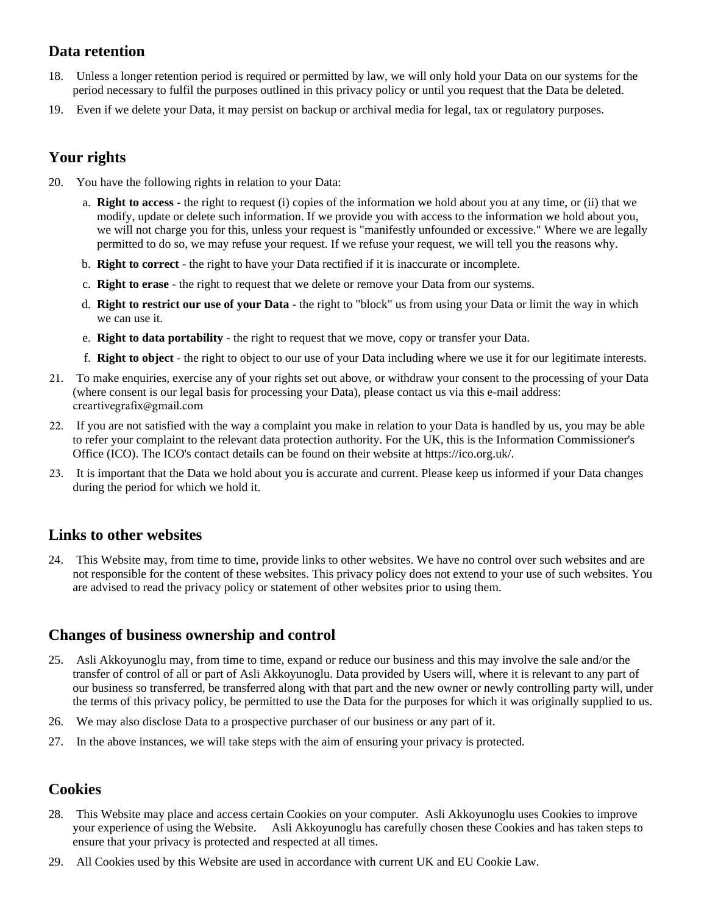## Data retention

18. Unless a longer retention period is required or permitted by law, we will only hold your Data on our systems for the period necessary to fulfil the purposes outlined in this privacy policy or until you request that the Data be deleted.
19. Even if we delete your Data, it may persist on backup or archival media for legal, tax or regulatory purposes.

## Your rights

20. You have the following rights in relation to your Data:
    a. **Right to access** - the right to request (i) copies of the information we hold about you at any time, or (ii) that we modify, update or delete such information. If we provide you with access to the information we hold about you, we will not charge you for this, unless your request is "manifestly unfounded or excessive." Where we are legally permitted to do so, we may refuse your request. If we refuse your request, we will tell you the reasons why.
    b. **Right to correct** - the right to have your Data rectified if it is inaccurate or incomplete.
    c. **Right to erase** - the right to request that we delete or remove your Data from our systems.
    d. **Right to restrict our use of your Data** - the right to "block" us from using your Data or limit the way in which we can use it.
    e. **Right to data portability** - the right to request that we move, copy or transfer your Data.
    f. **Right to object** - the right to object to our use of your Data including where we use it for our legitimate interests.
21. To make enquiries, exercise any of your rights set out above, or withdraw your consent to the processing of your Data (where consent is our legal basis for processing your Data), please contact us via this e-mail address: creartivegrafix@gmail.com
22. If you are not satisfied with the way a complaint you make in relation to your Data is handled by us, you may be able to refer your complaint to the relevant data protection authority. For the UK, this is the Information Commissioner's Office (ICO). The ICO's contact details can be found on their website at https://ico.org.uk/.
23. It is important that the Data we hold about you is accurate and current. Please keep us informed if your Data changes during the period for which we hold it.

## Links to other websites

24. This Website may, from time to time, provide links to other websites. We have no control over such websites and are not responsible for the content of these websites. This privacy policy does not extend to your use of such websites. You are advised to read the privacy policy or statement of other websites prior to using them.

## Changes of business ownership and control

25. Asli Akkoyunoglu may, from time to time, expand or reduce our business and this may involve the sale and/or the transfer of control of all or part of Asli Akkoyunoglu. Data provided by Users will, where it is relevant to any part of our business so transferred, be transferred along with that part and the new owner or newly controlling party will, under the terms of this privacy policy, be permitted to use the Data for the purposes for which it was originally supplied to us.
26. We may also disclose Data to a prospective purchaser of our business or any part of it.
27. In the above instances, we will take steps with the aim of ensuring your privacy is protected.

## Cookies

28. This Website may place and access certain Cookies on your computer. Asli Akkoyunoglu uses Cookies to improve your experience of using the Website. Asli Akkoyunoglu has carefully chosen these Cookies and has taken steps to ensure that your privacy is protected and respected at all times.
29. All Cookies used by this Website are used in accordance with current UK and EU Cookie Law.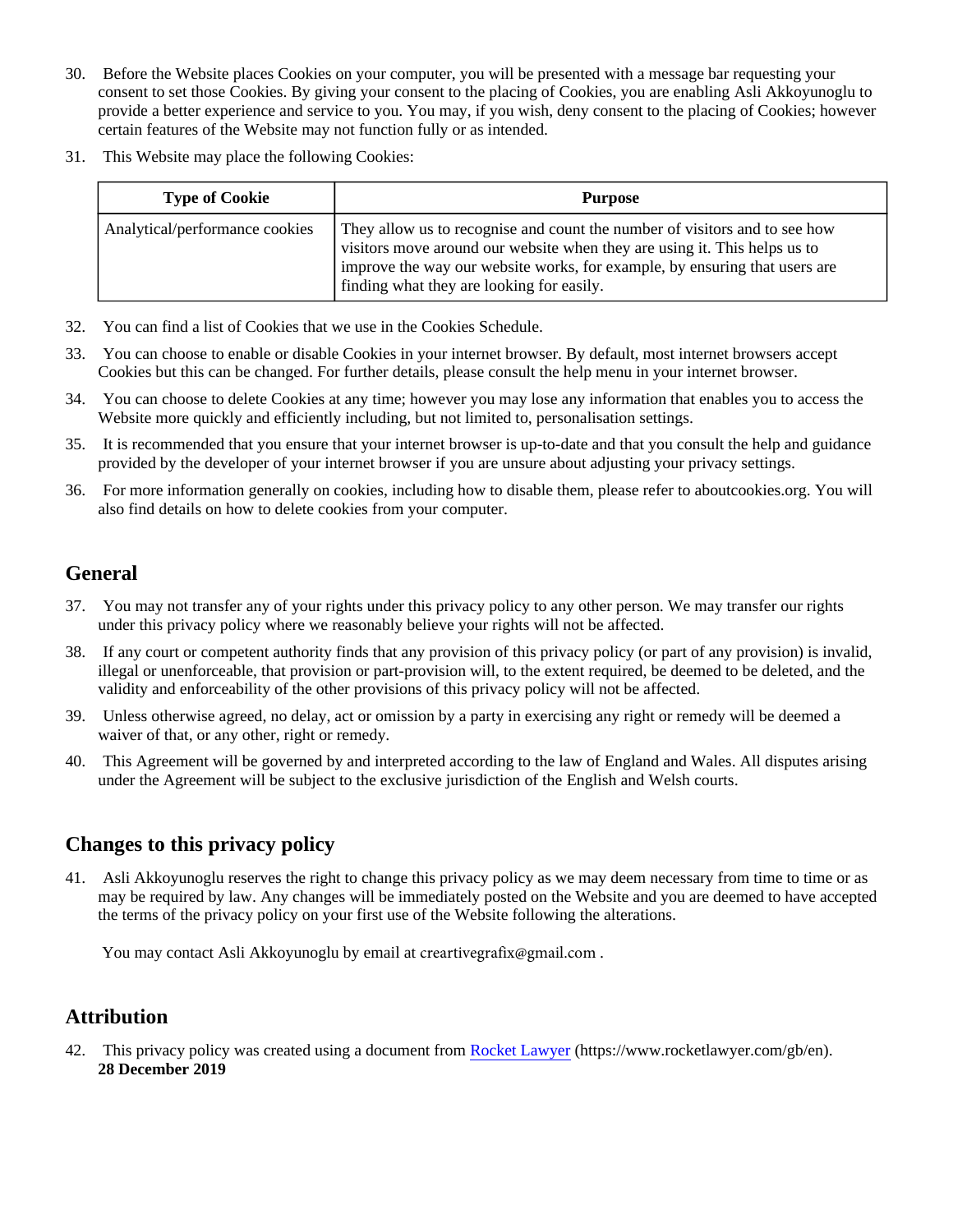30. Before the Website places Cookies on your computer, you will be presented with a message bar requesting your consent to set those Cookies. By giving your consent to the placing of Cookies, you are enabling Asli Akkoyunoglu to provide a better experience and service to you. You may, if you wish, deny consent to the placing of Cookies; however certain features of the Website may not function fully or as intended.

31. This Website may place the following Cookies:

| Type of Cookie | Purpose |
|---|---|
| Analytical/performance cookies | They allow us to recognise and count the number of visitors and to see how visitors move around our website when they are using it. This helps us to improve the way our website works, for example, by ensuring that users are finding what they are looking for easily. |

32. You can find a list of Cookies that we use in the Cookies Schedule.

33. You can choose to enable or disable Cookies in your internet browser. By default, most internet browsers accept Cookies but this can be changed. For further details, please consult the help menu in your internet browser.

34. You can choose to delete Cookies at any time; however you may lose any information that enables you to access the Website more quickly and efficiently including, but not limited to, personalisation settings.

35. It is recommended that you ensure that your internet browser is up-to-date and that you consult the help and guidance provided by the developer of your internet browser if you are unsure about adjusting your privacy settings.

36. For more information generally on cookies, including how to disable them, please refer to aboutcookies.org. You will also find details on how to delete cookies from your computer.

## General

37. You may not transfer any of your rights under this privacy policy to any other person. We may transfer our rights under this privacy policy where we reasonably believe your rights will not be affected.

38. If any court or competent authority finds that any provision of this privacy policy (or part of any provision) is invalid, illegal or unenforceable, that provision or part-provision will, to the extent required, be deemed to be deleted, and the validity and enforceability of the other provisions of this privacy policy will not be affected.

39. Unless otherwise agreed, no delay, act or omission by a party in exercising any right or remedy will be deemed a waiver of that, or any other, right or remedy.

40. This Agreement will be governed by and interpreted according to the law of England and Wales. All disputes arising under the Agreement will be subject to the exclusive jurisdiction of the English and Welsh courts.

## Changes to this privacy policy

41. Asli Akkoyunoglu reserves the right to change this privacy policy as we may deem necessary from time to time or as may be required by law. Any changes will be immediately posted on the Website and you are deemed to have accepted the terms of the privacy policy on your first use of the Website following the alterations.

You may contact Asli Akkoyunoglu by email at creartivegrafix@gmail.com .

## Attribution

42. This privacy policy was created using a document from [Rocket Lawyer](https://www.rocketlawyer.com/gb/en) (https://www.rocketlawyer.com/gb/en).
**28 December 2019**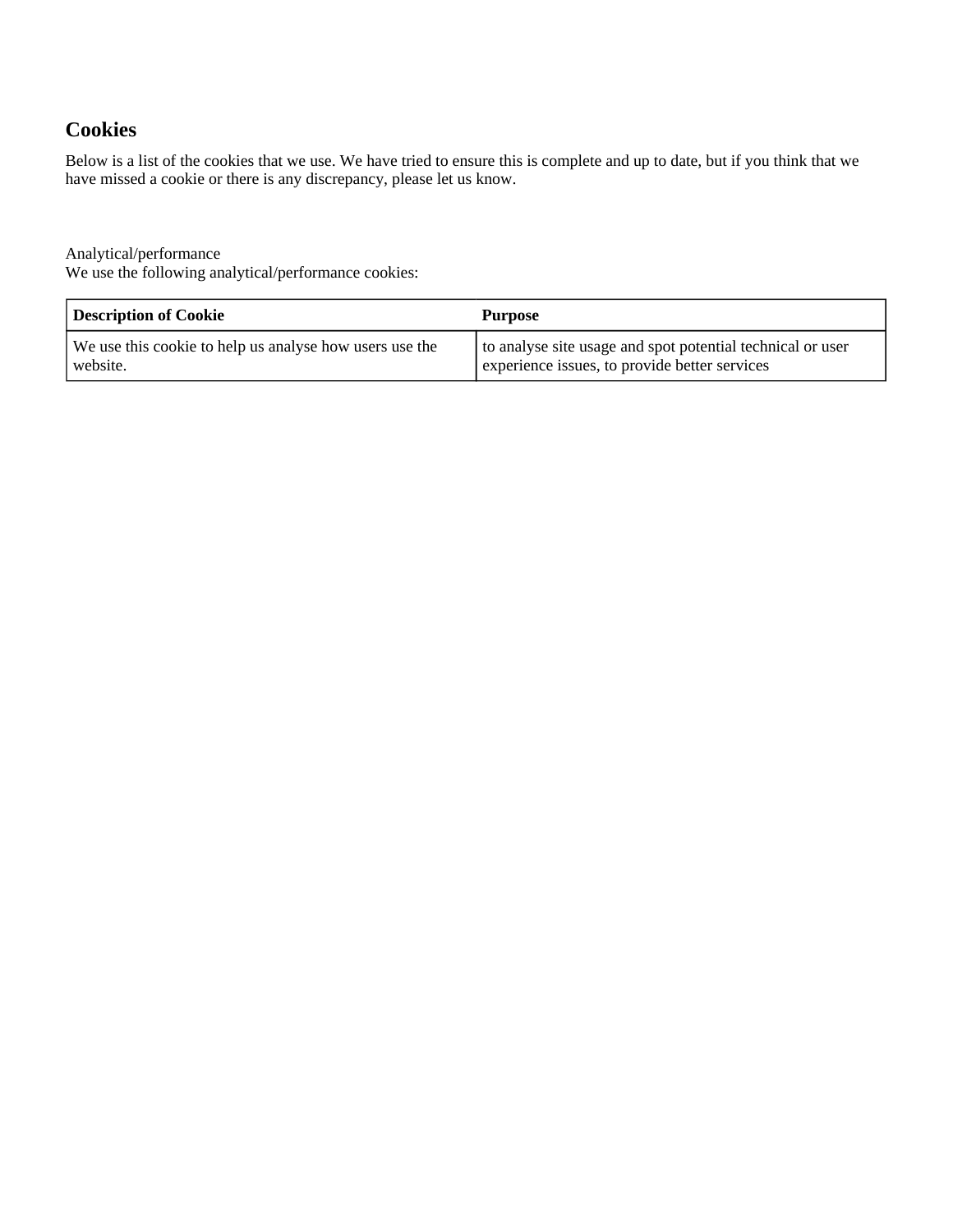## Cookies

Below is a list of the cookies that we use. We have tried to ensure this is complete and up to date, but if you think that we have missed a cookie or there is any discrepancy, please let us know.

Analytical/performance
We use the following analytical/performance cookies:

| **Description of Cookie** | **Purpose** |
|---|---|
| We use this cookie to help us analyse how users use the website. | to analyse site usage and spot potential technical or user experience issues, to provide better services |